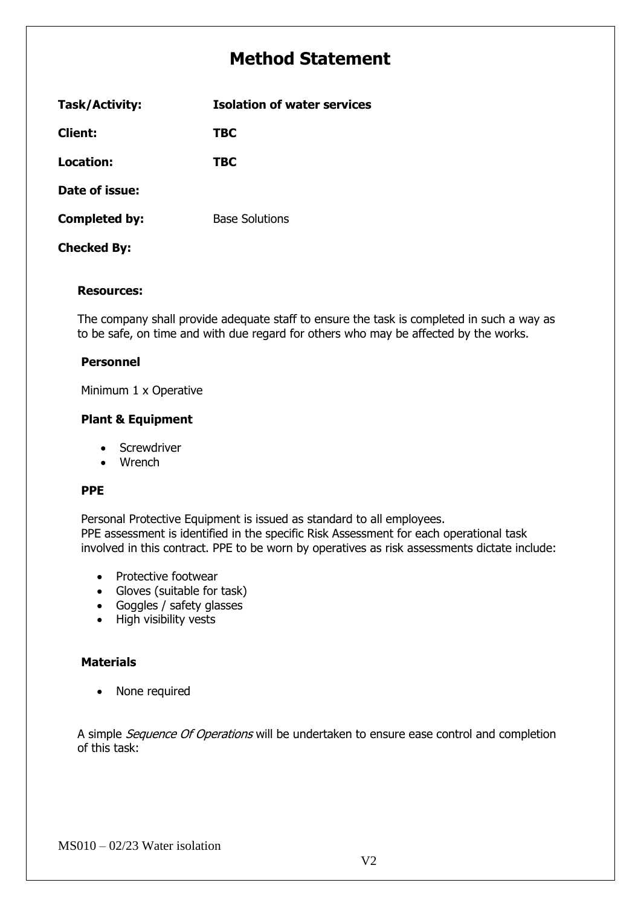# Method Statement

| | |
|---|---|
| **Task/Activity:** | **Isolation of water services** |
| **Client:** | **TBC** |
| **Location:** | **TBC** |
| **Date of issue:** | |
| **Completed by:** | Base Solutions |
| **Checked By:** | |

### Resources:

The company shall provide adequate staff to ensure the task is completed in such a way as to be safe, on time and with due regard for others who may be affected by the works.

### Personnel

Minimum 1 x Operative

### Plant & Equipment

- Screwdriver
- Wrench

### PPE

Personal Protective Equipment is issued as standard to all employees.
PPE assessment is identified in the specific Risk Assessment for each operational task involved in this contract. PPE to be worn by operatives as risk assessments dictate include:

- Protective footwear
- Gloves (suitable for task)
- Goggles / safety glasses
- High visibility vests

### Materials

- None required

A simple *Sequence Of Operations* will be undertaken to ensure ease control and completion of this task: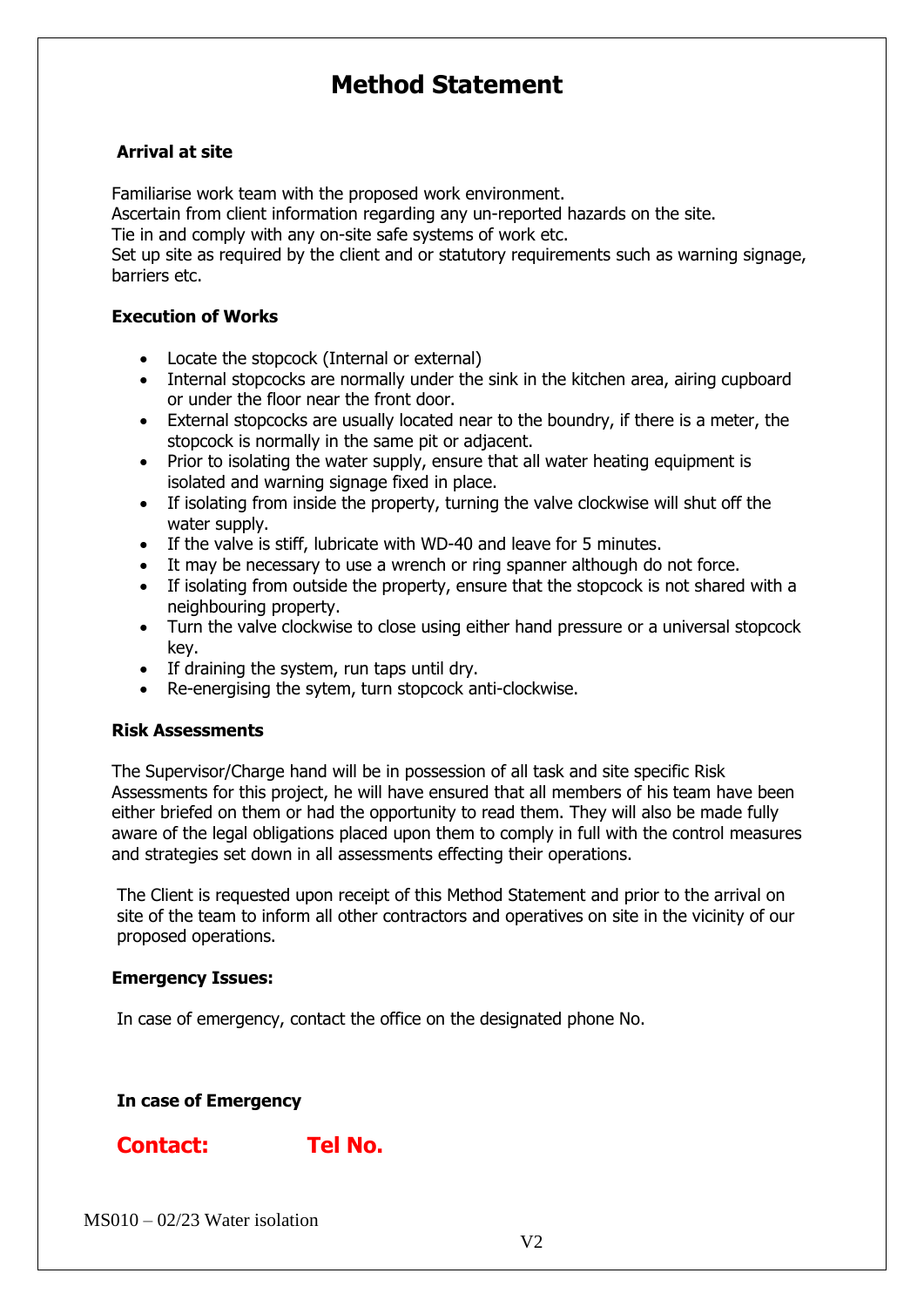# Method Statement

**Arrival at site**

Familiarise work team with the proposed work environment.
Ascertain from client information regarding any un-reported hazards on the site.
Tie in and comply with any on-site safe systems of work etc.
Set up site as required by the client and or statutory requirements such as warning signage, barriers etc.

**Execution of Works**

- Locate the stopcock (Internal or external)
- Internal stopcocks are normally under the sink in the kitchen area, airing cupboard or under the floor near the front door.
- External stopcocks are usually located near to the boundry, if there is a meter, the stopcock is normally in the same pit or adjacent.
- Prior to isolating the water supply, ensure that all water heating equipment is isolated and warning signage fixed in place.
- If isolating from inside the property, turning the valve clockwise will shut off the water supply.
- If the valve is stiff, lubricate with WD-40 and leave for 5 minutes.
- It may be necessary to use a wrench or ring spanner although do not force.
- If isolating from outside the property, ensure that the stopcock is not shared with a neighbouring property.
- Turn the valve clockwise to close using either hand pressure or a universal stopcock key.
- If draining the system, run taps until dry.
- Re-energising the sytem, turn stopcock anti-clockwise.

**Risk Assessments**

The Supervisor/Charge hand will be in possession of all task and site specific Risk Assessments for this project, he will have ensured that all members of his team have been either briefed on them or had the opportunity to read them. They will also be made fully aware of the legal obligations placed upon them to comply in full with the control measures and strategies set down in all assessments effecting their operations.

The Client is requested upon receipt of this Method Statement and prior to the arrival on site of the team to inform all other contractors and operatives on site in the vicinity of our proposed operations.

**Emergency Issues:**

In case of emergency, contact the office on the designated phone No.

**In case of Emergency**

**Contact:** **Tel No.**

MS010 – 02/23 Water isolation

V2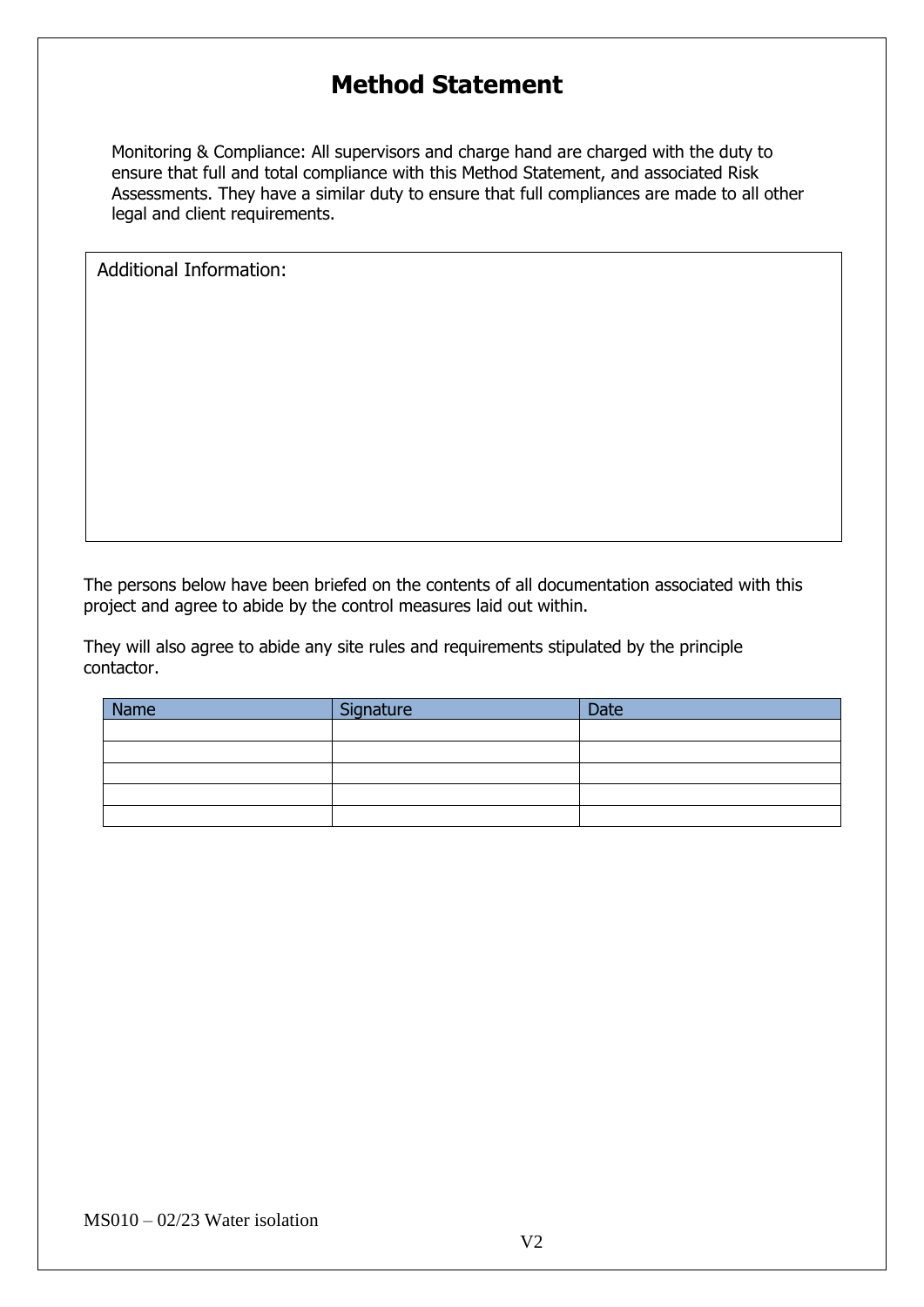# Method Statement

Monitoring & Compliance: All supervisors and charge hand are charged with the duty to ensure that full and total compliance with this Method Statement, and associated Risk Assessments. They have a similar duty to ensure that full compliances are made to all other legal and client requirements.

Additional Information:

The persons below have been briefed on the contents of all documentation associated with this project and agree to abide by the control measures laid out within.

They will also agree to abide any site rules and requirements stipulated by the principle contactor.

| Name | Signature | Date |
|---|---|---|
| | | |
| | | |
| | | |
| | | |
| | | |

MS010 – 02/23 Water isolation

V2